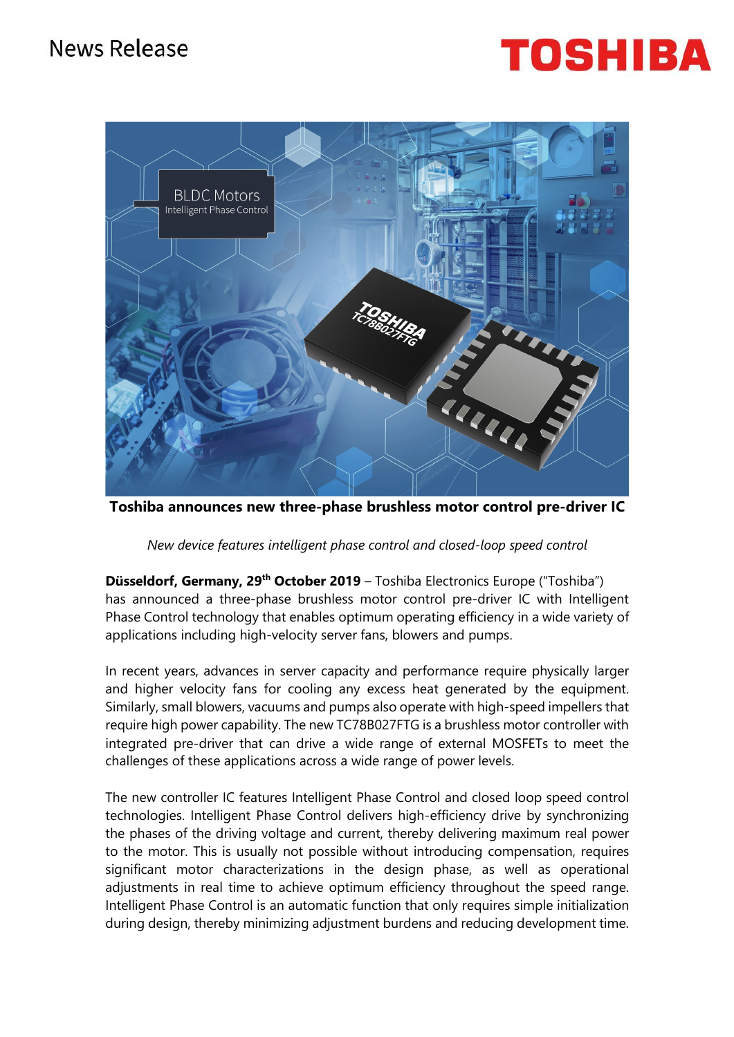News Release

**Toshiba announces new three-phase brushless motor control pre-driver IC**

*New device features intelligent phase control and closed-loop speed control*

**Düsseldorf, Germany, 29th October 2019** – Toshiba Electronics Europe ("Toshiba") has announced a three-phase brushless motor control pre-driver IC with Intelligent Phase Control technology that enables optimum operating efficiency in a wide variety of applications including high-velocity server fans, blowers and pumps.

In recent years, advances in server capacity and performance require physically larger and higher velocity fans for cooling any excess heat generated by the equipment. Similarly, small blowers, vacuums and pumps also operate with high-speed impellers that require high power capability. The new TC78B027FTG is a brushless motor controller with integrated pre-driver that can drive a wide range of external MOSFETs to meet the challenges of these applications across a wide range of power levels.

The new controller IC features Intelligent Phase Control and closed loop speed control technologies. Intelligent Phase Control delivers high-efficiency drive by synchronizing the phases of the driving voltage and current, thereby delivering maximum real power to the motor. This is usually not possible without introducing compensation, requires significant motor characterizations in the design phase, as well as operational adjustments in real time to achieve optimum efficiency throughout the speed range. Intelligent Phase Control is an automatic function that only requires simple initialization during design, thereby minimizing adjustment burdens and reducing development time.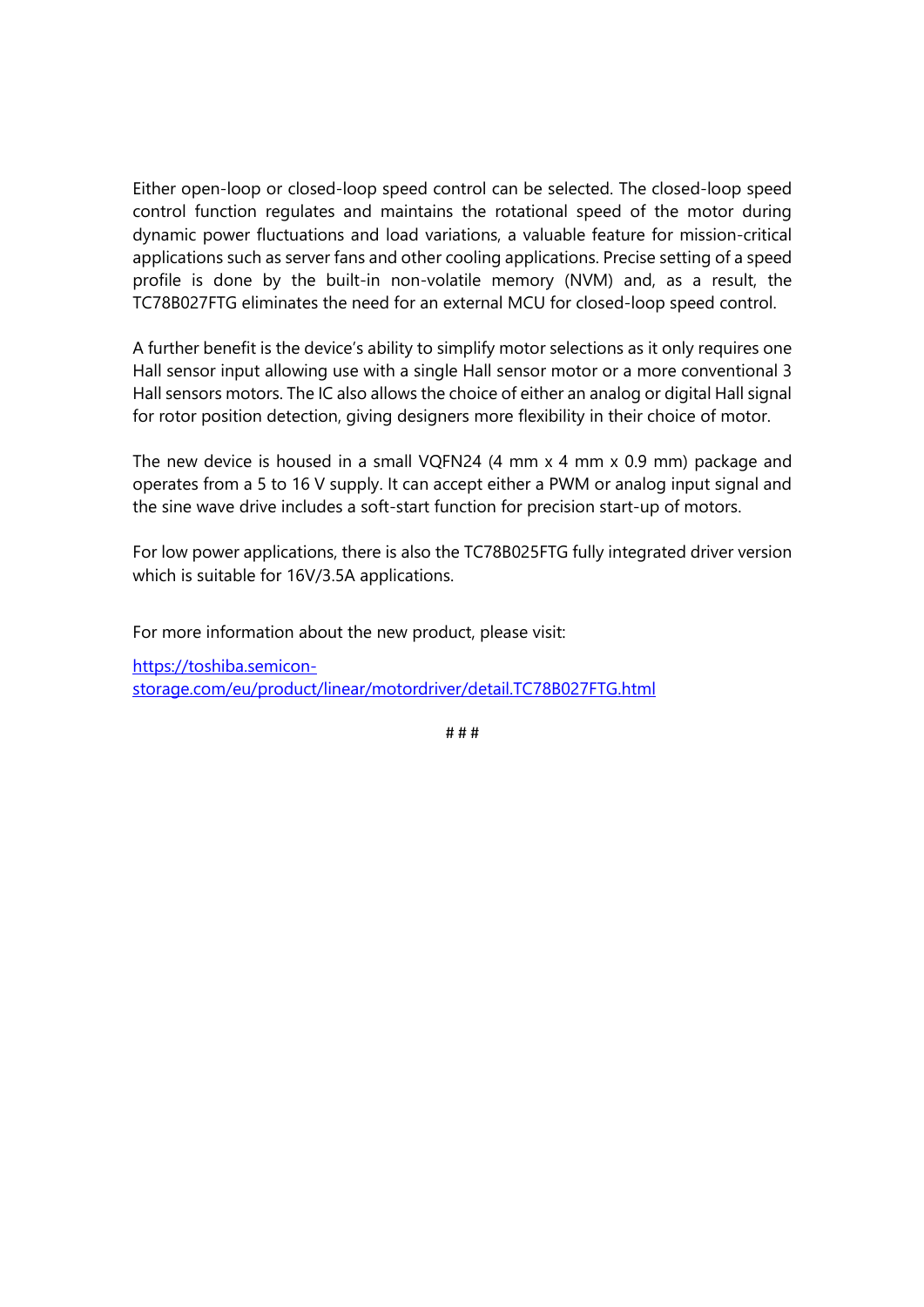Either open-loop or closed-loop speed control can be selected. The closed-loop speed control function regulates and maintains the rotational speed of the motor during dynamic power fluctuations and load variations, a valuable feature for mission-critical applications such as server fans and other cooling applications. Precise setting of a speed profile is done by the built-in non-volatile memory (NVM) and, as a result, the TC78B027FTG eliminates the need for an external MCU for closed-loop speed control.

A further benefit is the device's ability to simplify motor selections as it only requires one Hall sensor input allowing use with a single Hall sensor motor or a more conventional 3 Hall sensors motors. The IC also allows the choice of either an analog or digital Hall signal for rotor position detection, giving designers more flexibility in their choice of motor.

The new device is housed in a small VQFN24 (4 mm x 4 mm x 0.9 mm) package and operates from a 5 to 16 V supply. It can accept either a PWM or analog input signal and the sine wave drive includes a soft-start function for precision start-up of motors.

For low power applications, there is also the TC78B025FTG fully integrated driver version which is suitable for 16V/3.5A applications.

For more information about the new product, please visit:

[https://toshiba.semicon-storage.com/eu/product/linear/motordriver/detail.TC78B027FTG.html](https://toshiba.semicon-storage.com/eu/product/linear/motordriver/detail.TC78B027FTG.html)

# # #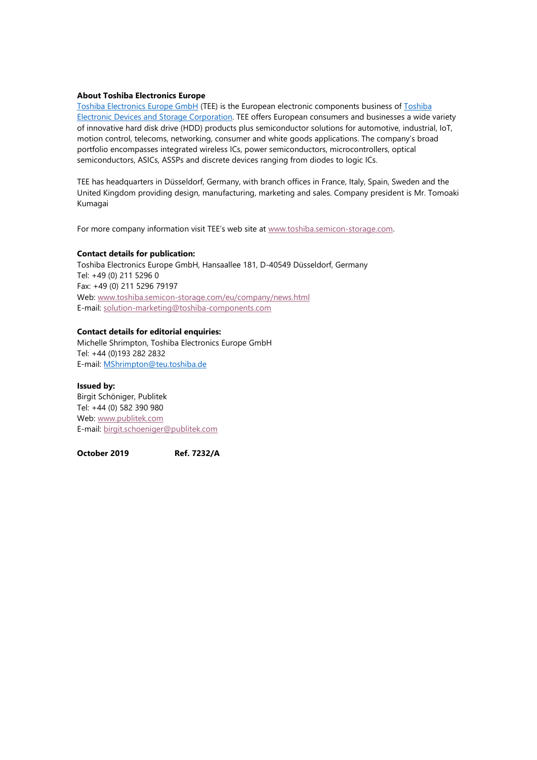**About Toshiba Electronics Europe**

Toshiba Electronics Europe GmbH (TEE) is the European electronic components business of Toshiba Electronic Devices and Storage Corporation. TEE offers European consumers and businesses a wide variety of innovative hard disk drive (HDD) products plus semiconductor solutions for automotive, industrial, IoT, motion control, telecoms, networking, consumer and white goods applications. The company's broad portfolio encompasses integrated wireless ICs, power semiconductors, microcontrollers, optical semiconductors, ASICs, ASSPs and discrete devices ranging from diodes to logic ICs.

TEE has headquarters in Düsseldorf, Germany, with branch offices in France, Italy, Spain, Sweden and the United Kingdom providing design, manufacturing, marketing and sales. Company president is Mr. Tomoaki Kumagai

For more company information visit TEE's web site at www.toshiba.semicon-storage.com.

**Contact details for publication:**
Toshiba Electronics Europe GmbH, Hansaallee 181, D-40549 Düsseldorf, Germany
Tel: +49 (0) 211 5296 0
Fax: +49 (0) 211 5296 79197
Web: www.toshiba.semicon-storage.com/eu/company/news.html
E-mail: solution-marketing@toshiba-components.com

**Contact details for editorial enquiries:**
Michelle Shrimpton, Toshiba Electronics Europe GmbH
Tel: +44 (0)193 282 2832
E-mail: MShrimpton@teu.toshiba.de

**Issued by:**
Birgit Schöniger, Publitek
Tel: +44 (0) 582 390 980
Web: www.publitek.com
E-mail: birgit.schoeniger@publitek.com

**October 2019** **Ref. 7232/A**